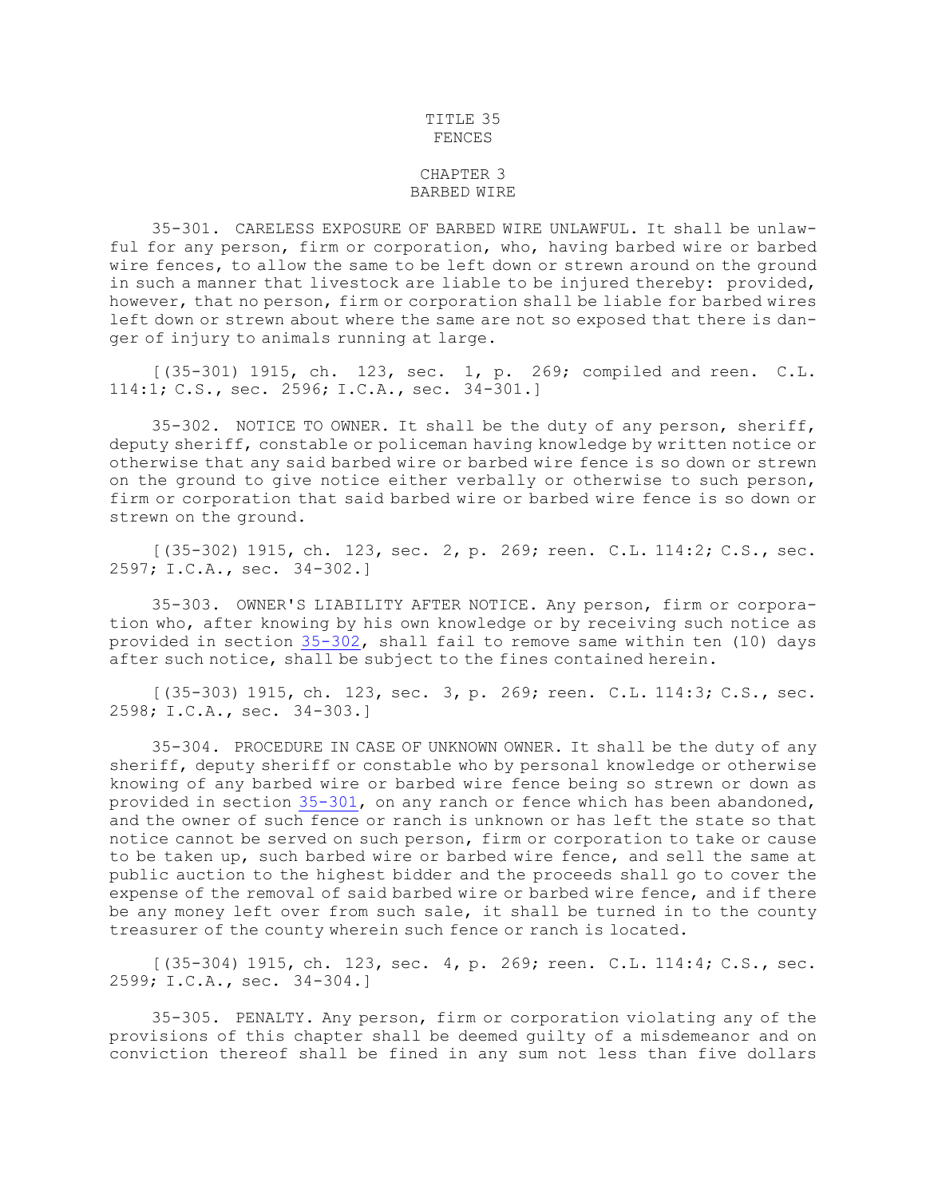# TITLE 35
# FENCES

## CHAPTER 3
## BARBED WIRE

35-301. CARELESS EXPOSURE OF BARBED WIRE UNLAWFUL. It shall be unlawful for any person, firm or corporation, who, having barbed wire or barbed wire fences, to allow the same to be left down or strewn around on the ground in such a manner that livestock are liable to be injured thereby: provided, however, that no person, firm or corporation shall be liable for barbed wires left down or strewn about where the same are not so exposed that there is danger of injury to animals running at large.

[(35-301) 1915, ch. 123, sec. 1, p. 269; compiled and reen. C.L. 114:1; C.S., sec. 2596; I.C.A., sec. 34-301.]

35-302. NOTICE TO OWNER. It shall be the duty of any person, sheriff, deputy sheriff, constable or policeman having knowledge by written notice or otherwise that any said barbed wire or barbed wire fence is so down or strewn on the ground to give notice either verbally or otherwise to such person, firm or corporation that said barbed wire or barbed wire fence is so down or strewn on the ground.

[(35-302) 1915, ch. 123, sec. 2, p. 269; reen. C.L. 114:2; C.S., sec. 2597; I.C.A., sec. 34-302.]

35-303. OWNER'S LIABILITY AFTER NOTICE. Any person, firm or corporation who, after knowing by his own knowledge or by receiving such notice as provided in section 35-302, shall fail to remove same within ten (10) days after such notice, shall be subject to the fines contained herein.

[(35-303) 1915, ch. 123, sec. 3, p. 269; reen. C.L. 114:3; C.S., sec. 2598; I.C.A., sec. 34-303.]

35-304. PROCEDURE IN CASE OF UNKNOWN OWNER. It shall be the duty of any sheriff, deputy sheriff or constable who by personal knowledge or otherwise knowing of any barbed wire or barbed wire fence being so strewn or down as provided in section 35-301, on any ranch or fence which has been abandoned, and the owner of such fence or ranch is unknown or has left the state so that notice cannot be served on such person, firm or corporation to take or cause to be taken up, such barbed wire or barbed wire fence, and sell the same at public auction to the highest bidder and the proceeds shall go to cover the expense of the removal of said barbed wire or barbed wire fence, and if there be any money left over from such sale, it shall be turned in to the county treasurer of the county wherein such fence or ranch is located.

[(35-304) 1915, ch. 123, sec. 4, p. 269; reen. C.L. 114:4; C.S., sec. 2599; I.C.A., sec. 34-304.]

35-305. PENALTY. Any person, firm or corporation violating any of the provisions of this chapter shall be deemed guilty of a misdemeanor and on conviction thereof shall be fined in any sum not less than five dollars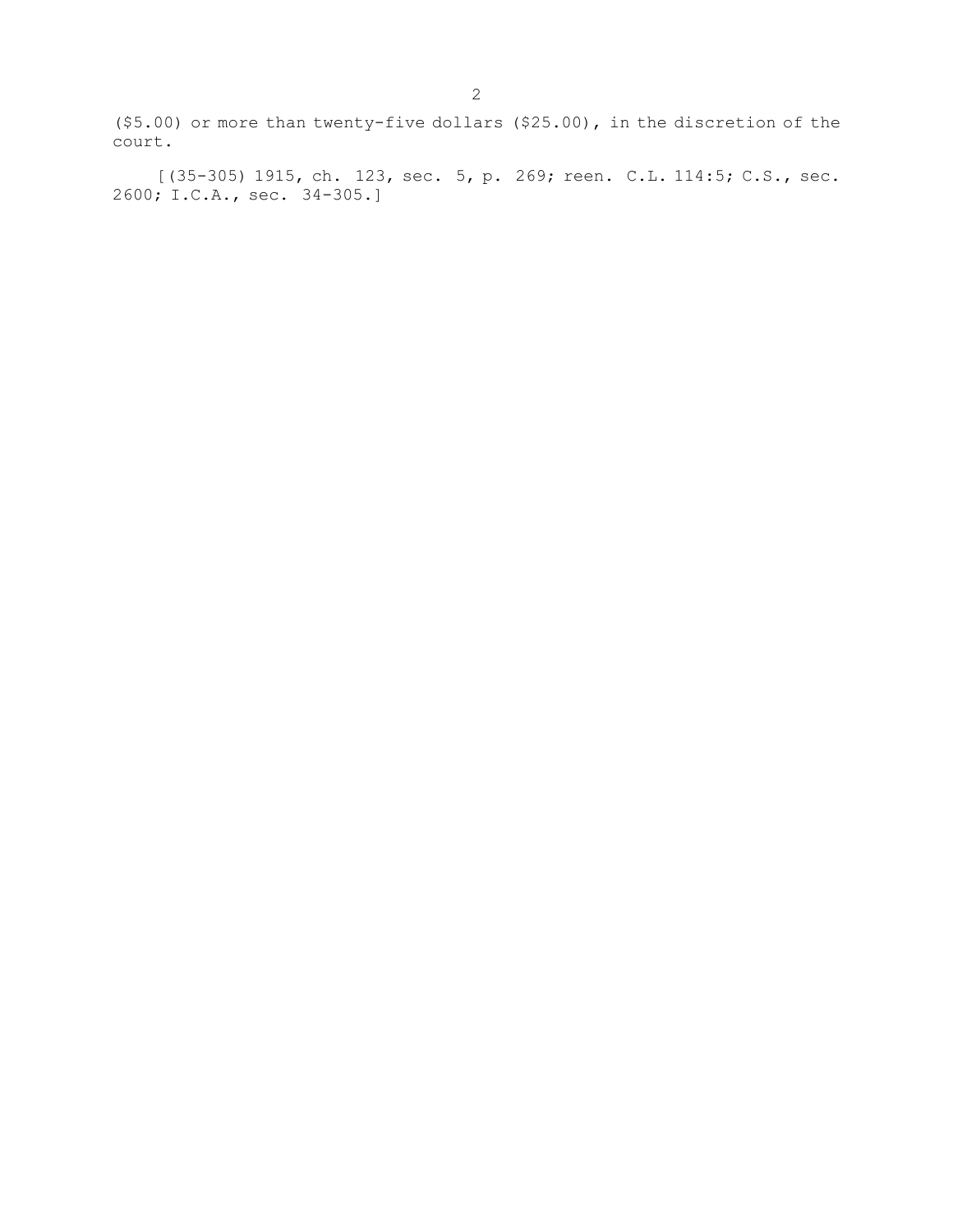($5.00) or more than twenty-five dollars ($25.00), in the discretion of the court.

[(35-305) 1915, ch. 123, sec. 5, p. 269; reen. C.L. 114:5; C.S., sec. 2600; I.C.A., sec. 34-305.]